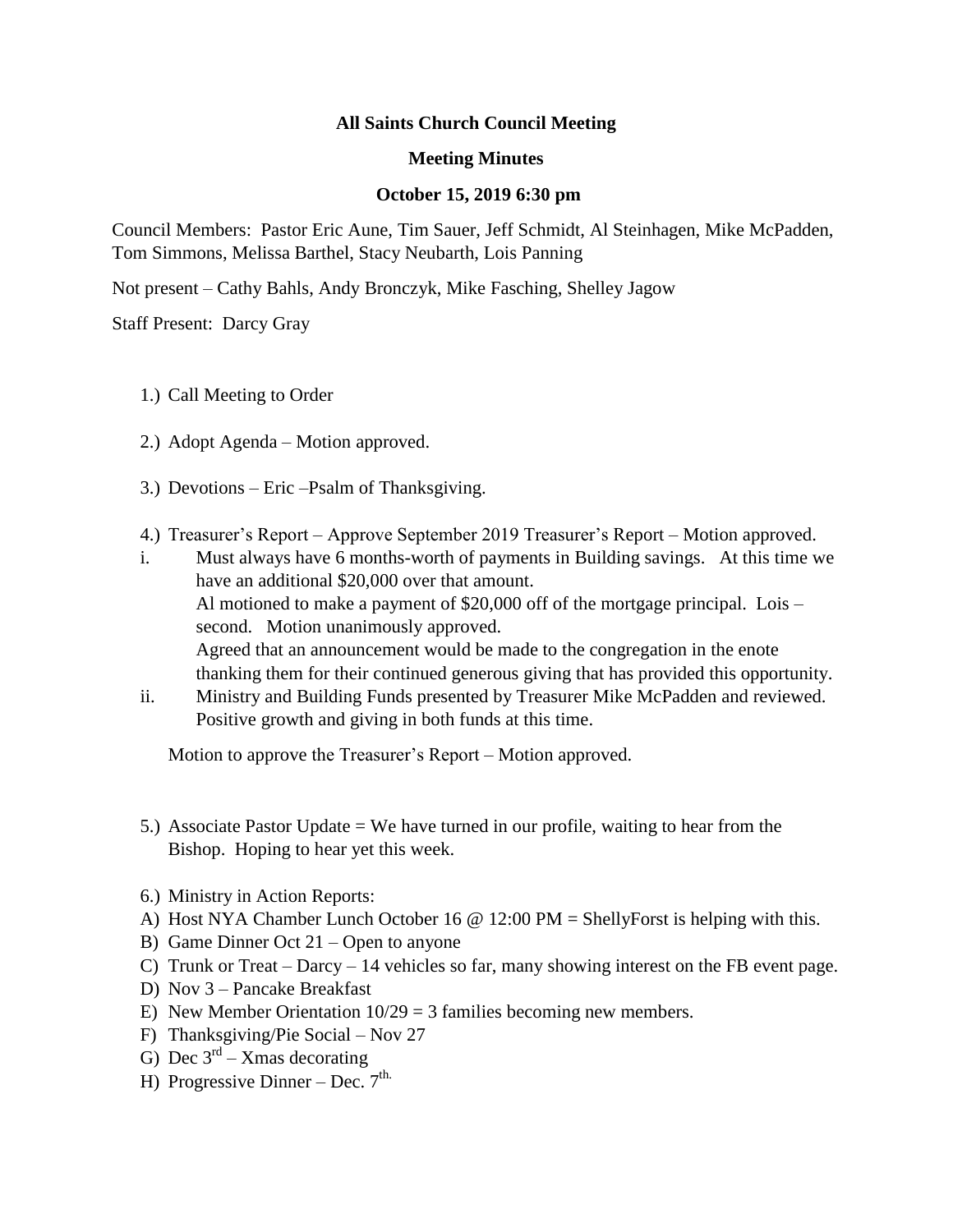**All Saints Church Council Meeting**

**Meeting Minutes**

**October 15, 2019 6:30 pm**

Council Members: Pastor Eric Aune, Tim Sauer, Jeff Schmidt, Al Steinhagen, Mike McPadden, Tom Simmons, Melissa Barthel, Stacy Neubarth, Lois Panning

Not present – Cathy Bahls, Andy Bronczyk, Mike Fasching, Shelley Jagow

Staff Present: Darcy Gray

1.) Call Meeting to Order

2.) Adopt Agenda – Motion approved.

3.) Devotions – Eric –Psalm of Thanksgiving.

4.) Treasurer's Report – Approve September 2019 Treasurer's Report – Motion approved.

i. Must always have 6 months-worth of payments in Building savings. At this time we have an additional $20,000 over that amount.
   Al motioned to make a payment of $20,000 off of the mortgage principal. Lois – second. Motion unanimously approved.
   Agreed that an announcement would be made to the congregation in the enote thanking them for their continued generous giving that has provided this opportunity.

ii. Ministry and Building Funds presented by Treasurer Mike McPadden and reviewed. Positive growth and giving in both funds at this time.

Motion to approve the Treasurer's Report – Motion approved.

5.) Associate Pastor Update = We have turned in our profile, waiting to hear from the Bishop. Hoping to hear yet this week.

6.) Ministry in Action Reports:

A) Host NYA Chamber Lunch October 16 @ 12:00 PM = ShellyForst is helping with this.
B) Game Dinner Oct 21 – Open to anyone
C) Trunk or Treat – Darcy – 14 vehicles so far, many showing interest on the FB event page.
D) Nov 3 – Pancake Breakfast
E) New Member Orientation 10/29 = 3 families becoming new members.
F) Thanksgiving/Pie Social – Nov 27
G) Dec 3rd – Xmas decorating
H) Progressive Dinner – Dec. 7th.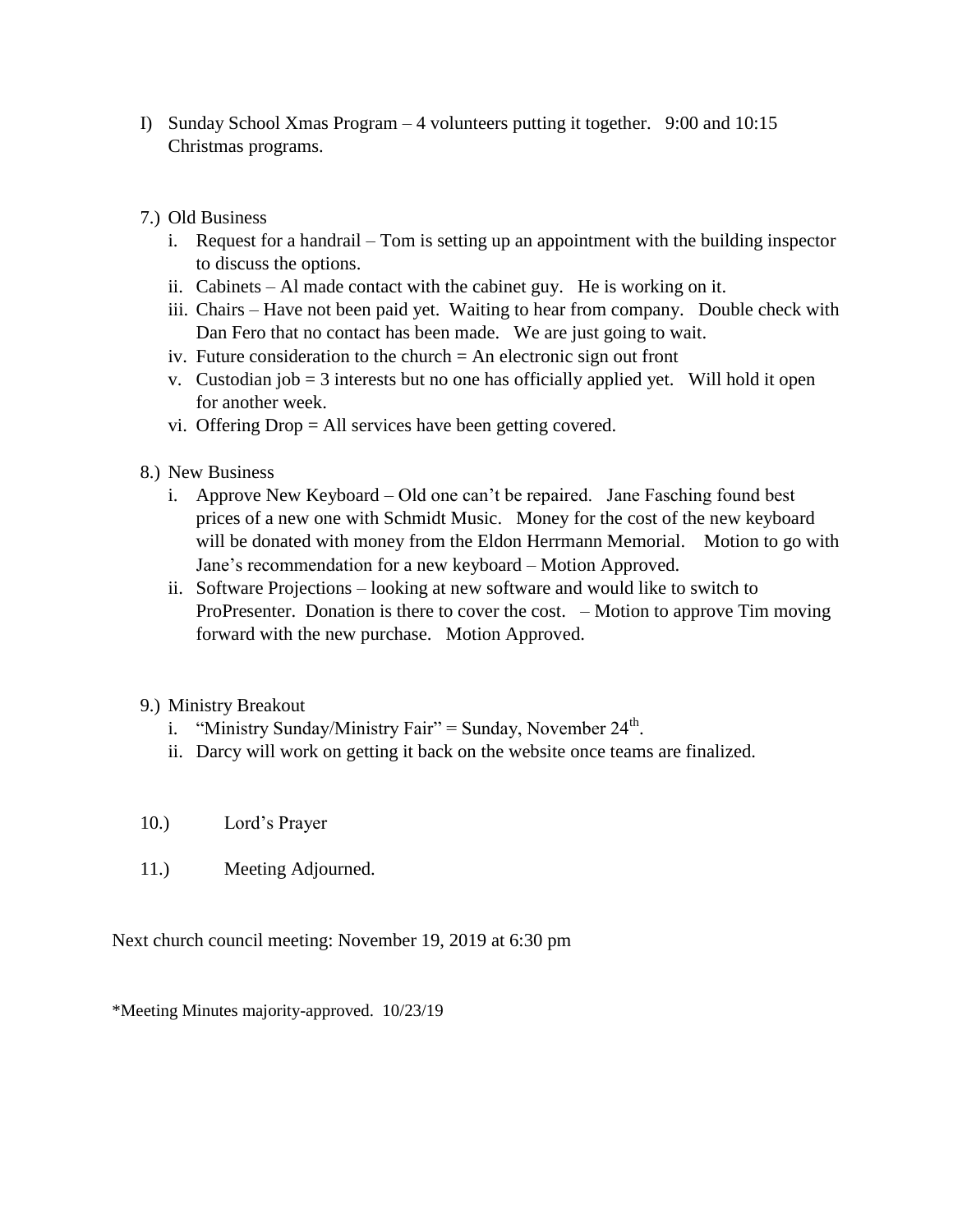I) Sunday School Xmas Program – 4 volunteers putting it together. 9:00 and 10:15 Christmas programs.

7.) Old Business

  i. Request for a handrail – Tom is setting up an appointment with the building inspector to discuss the options.
  ii. Cabinets – Al made contact with the cabinet guy. He is working on it.
  iii. Chairs – Have not been paid yet. Waiting to hear from company. Double check with Dan Fero that no contact has been made. We are just going to wait.
  iv. Future consideration to the church = An electronic sign out front
  v. Custodian job = 3 interests but no one has officially applied yet. Will hold it open for another week.
  vi. Offering Drop = All services have been getting covered.

8.) New Business

  i. Approve New Keyboard – Old one can't be repaired. Jane Fasching found best prices of a new one with Schmidt Music. Money for the cost of the new keyboard will be donated with money from the Eldon Herrmann Memorial. Motion to go with Jane's recommendation for a new keyboard – Motion Approved.
  ii. Software Projections – looking at new software and would like to switch to ProPresenter. Donation is there to cover the cost. – Motion to approve Tim moving forward with the new purchase. Motion Approved.

9.) Ministry Breakout

  i. "Ministry Sunday/Ministry Fair" = Sunday, November 24th.
  ii. Darcy will work on getting it back on the website once teams are finalized.

10.) Lord's Prayer

11.) Meeting Adjourned.

Next church council meeting: November 19, 2019 at 6:30 pm

*Meeting Minutes majority-approved. 10/23/19